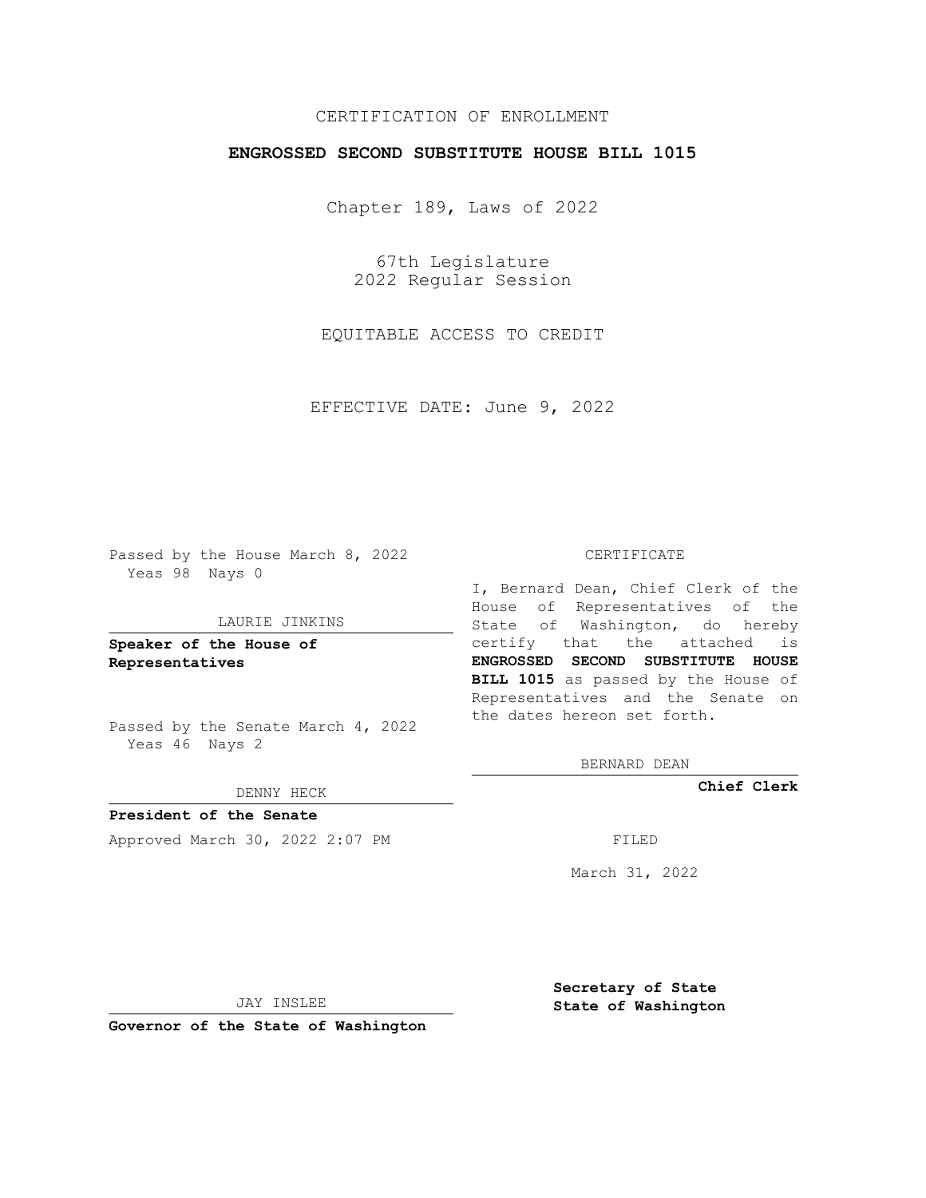CERTIFICATION OF ENROLLMENT

**ENGROSSED SECOND SUBSTITUTE HOUSE BILL 1015**

Chapter 189, Laws of 2022

67th Legislature
2022 Regular Session

EQUITABLE ACCESS TO CREDIT

EFFECTIVE DATE: June 9, 2022

Passed by the House March 8, 2022
Yeas 98 Nays 0

LAURIE JINKINS

**Speaker of the House of Representatives**

Passed by the Senate March 4, 2022
Yeas 46 Nays 2

DENNY HECK

**President of the Senate**

Approved March 30, 2022 2:07 PM

JAY INSLEE

**Governor of the State of Washington**

CERTIFICATE

I, Bernard Dean, Chief Clerk of the House of Representatives of the State of Washington, do hereby certify that the attached is **ENGROSSED SECOND SUBSTITUTE HOUSE BILL 1015** as passed by the House of Representatives and the Senate on the dates hereon set forth.

BERNARD DEAN

**Chief Clerk**

FILED

March 31, 2022

**Secretary of State State of Washington**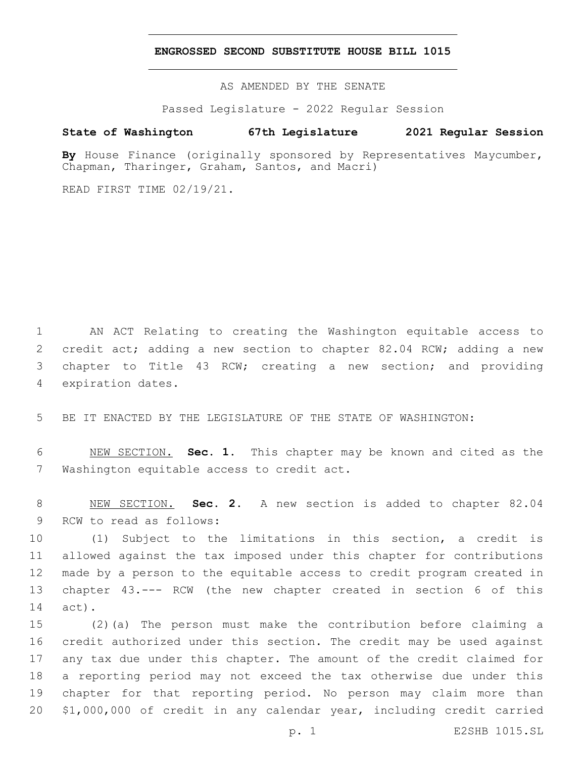**ENGROSSED SECOND SUBSTITUTE HOUSE BILL 1015**

AS AMENDED BY THE SENATE

Passed Legislature - 2022 Regular Session

**State of Washington 67th Legislature 2021 Regular Session**

**By** House Finance (originally sponsored by Representatives Maycumber, Chapman, Tharinger, Graham, Santos, and Macri)

READ FIRST TIME 02/19/21.

AN ACT Relating to creating the Washington equitable access to credit act; adding a new section to chapter 82.04 RCW; adding a new chapter to Title 43 RCW; creating a new section; and providing expiration dates.

BE IT ENACTED BY THE LEGISLATURE OF THE STATE OF WASHINGTON:

NEW SECTION. **Sec. 1.** This chapter may be known and cited as the Washington equitable access to credit act.

NEW SECTION. **Sec. 2.** A new section is added to chapter 82.04 RCW to read as follows:

(1) Subject to the limitations in this section, a credit is allowed against the tax imposed under this chapter for contributions made by a person to the equitable access to credit program created in chapter 43.--- RCW (the new chapter created in section 6 of this act).

(2)(a) The person must make the contribution before claiming a credit authorized under this section. The credit may be used against any tax due under this chapter. The amount of the credit claimed for a reporting period may not exceed the tax otherwise due under this chapter for that reporting period. No person may claim more than $1,000,000 of credit in any calendar year, including credit carried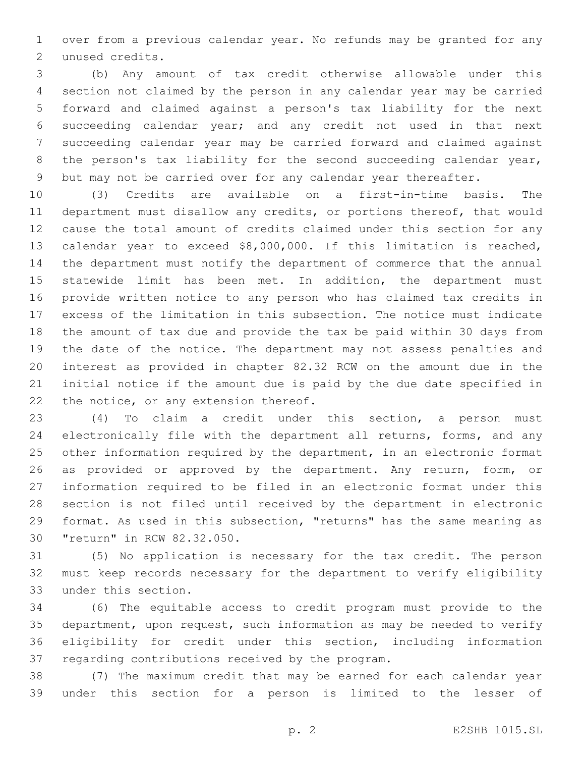over from a previous calendar year. No refunds may be granted for any unused credits.

(b) Any amount of tax credit otherwise allowable under this section not claimed by the person in any calendar year may be carried forward and claimed against a person's tax liability for the next succeeding calendar year; and any credit not used in that next succeeding calendar year may be carried forward and claimed against the person's tax liability for the second succeeding calendar year, but may not be carried over for any calendar year thereafter.

(3) Credits are available on a first-in-time basis. The department must disallow any credits, or portions thereof, that would cause the total amount of credits claimed under this section for any calendar year to exceed $8,000,000. If this limitation is reached, the department must notify the department of commerce that the annual statewide limit has been met. In addition, the department must provide written notice to any person who has claimed tax credits in excess of the limitation in this subsection. The notice must indicate the amount of tax due and provide the tax be paid within 30 days from the date of the notice. The department may not assess penalties and interest as provided in chapter 82.32 RCW on the amount due in the initial notice if the amount due is paid by the due date specified in the notice, or any extension thereof.

(4) To claim a credit under this section, a person must electronically file with the department all returns, forms, and any other information required by the department, in an electronic format as provided or approved by the department. Any return, form, or information required to be filed in an electronic format under this section is not filed until received by the department in electronic format. As used in this subsection, "returns" has the same meaning as "return" in RCW 82.32.050.

(5) No application is necessary for the tax credit. The person must keep records necessary for the department to verify eligibility under this section.

(6) The equitable access to credit program must provide to the department, upon request, such information as may be needed to verify eligibility for credit under this section, including information regarding contributions received by the program.

(7) The maximum credit that may be earned for each calendar year under this section for a person is limited to the lesser of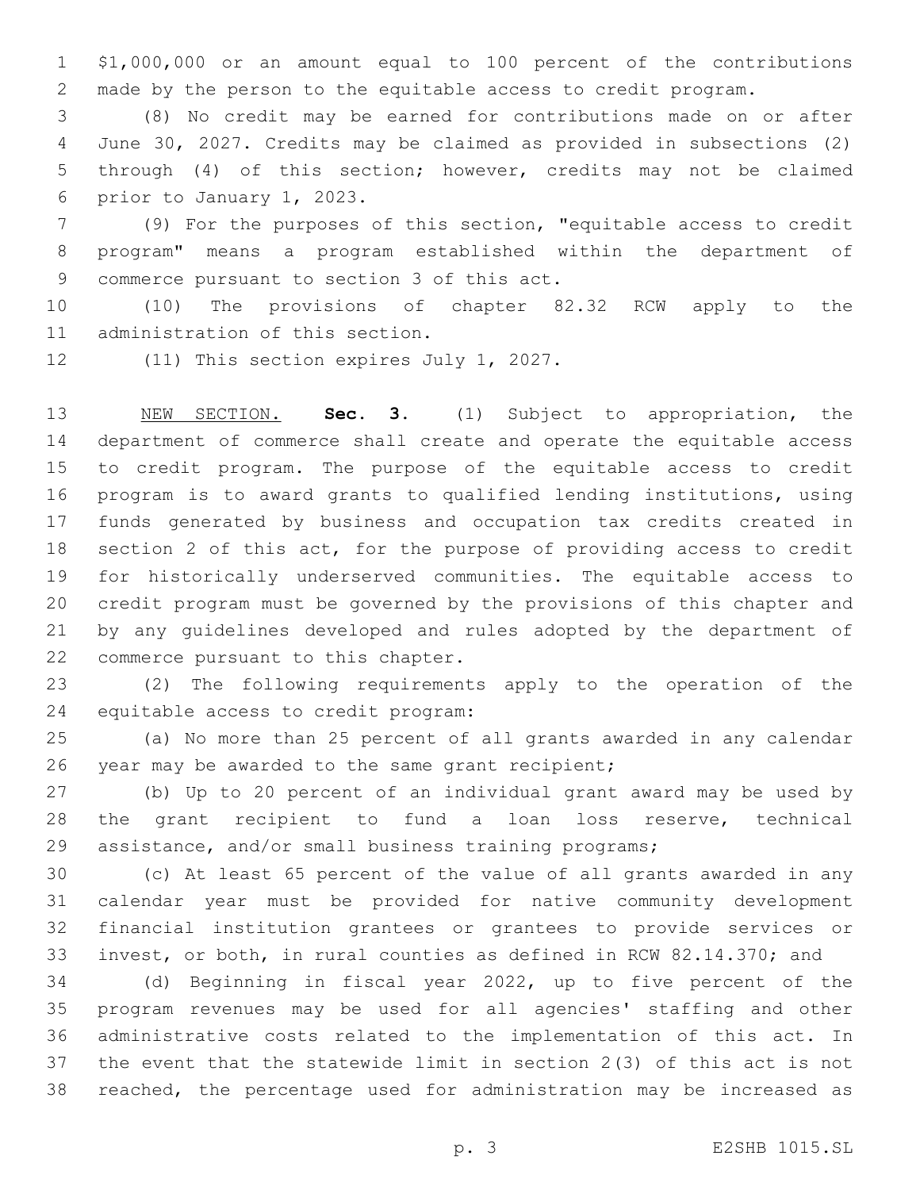$1,000,000 or an amount equal to 100 percent of the contributions made by the person to the equitable access to credit program.

(8) No credit may be earned for contributions made on or after June 30, 2027. Credits may be claimed as provided in subsections (2) through (4) of this section; however, credits may not be claimed prior to January 1, 2023.

(9) For the purposes of this section, "equitable access to credit program" means a program established within the department of commerce pursuant to section 3 of this act.

(10) The provisions of chapter 82.32 RCW apply to the administration of this section.

(11) This section expires July 1, 2027.

NEW SECTION. **Sec. 3.** (1) Subject to appropriation, the department of commerce shall create and operate the equitable access to credit program. The purpose of the equitable access to credit program is to award grants to qualified lending institutions, using funds generated by business and occupation tax credits created in section 2 of this act, for the purpose of providing access to credit for historically underserved communities. The equitable access to credit program must be governed by the provisions of this chapter and by any guidelines developed and rules adopted by the department of commerce pursuant to this chapter.

(2) The following requirements apply to the operation of the equitable access to credit program:

(a) No more than 25 percent of all grants awarded in any calendar year may be awarded to the same grant recipient;

(b) Up to 20 percent of an individual grant award may be used by the grant recipient to fund a loan loss reserve, technical assistance, and/or small business training programs;

(c) At least 65 percent of the value of all grants awarded in any calendar year must be provided for native community development financial institution grantees or grantees to provide services or invest, or both, in rural counties as defined in RCW 82.14.370; and

(d) Beginning in fiscal year 2022, up to five percent of the program revenues may be used for all agencies' staffing and other administrative costs related to the implementation of this act. In the event that the statewide limit in section 2(3) of this act is not reached, the percentage used for administration may be increased as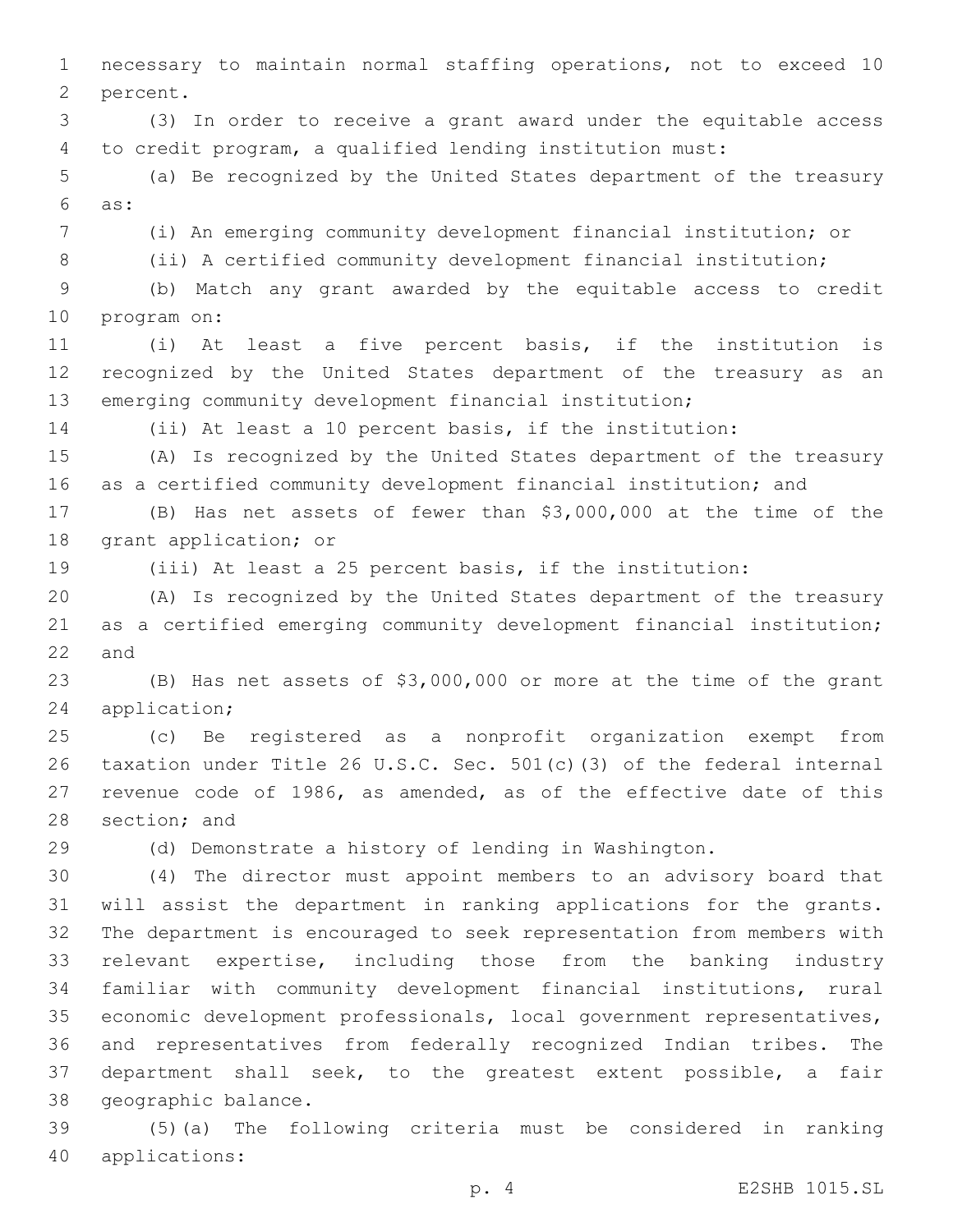necessary to maintain normal staffing operations, not to exceed 10 percent.

(3) In order to receive a grant award under the equitable access to credit program, a qualified lending institution must:

(a) Be recognized by the United States department of the treasury as:

(i) An emerging community development financial institution; or

(ii) A certified community development financial institution;

(b) Match any grant awarded by the equitable access to credit program on:

(i) At least a five percent basis, if the institution is recognized by the United States department of the treasury as an emerging community development financial institution;

(ii) At least a 10 percent basis, if the institution:

(A) Is recognized by the United States department of the treasury as a certified community development financial institution; and

(B) Has net assets of fewer than $3,000,000 at the time of the grant application; or

(iii) At least a 25 percent basis, if the institution:

(A) Is recognized by the United States department of the treasury as a certified emerging community development financial institution; and

(B) Has net assets of $3,000,000 or more at the time of the grant application;

(c) Be registered as a nonprofit organization exempt from taxation under Title 26 U.S.C. Sec. 501(c)(3) of the federal internal revenue code of 1986, as amended, as of the effective date of this section; and

(d) Demonstrate a history of lending in Washington.

(4) The director must appoint members to an advisory board that will assist the department in ranking applications for the grants. The department is encouraged to seek representation from members with relevant expertise, including those from the banking industry familiar with community development financial institutions, rural economic development professionals, local government representatives, and representatives from federally recognized Indian tribes. The department shall seek, to the greatest extent possible, a fair geographic balance.

(5)(a) The following criteria must be considered in ranking applications: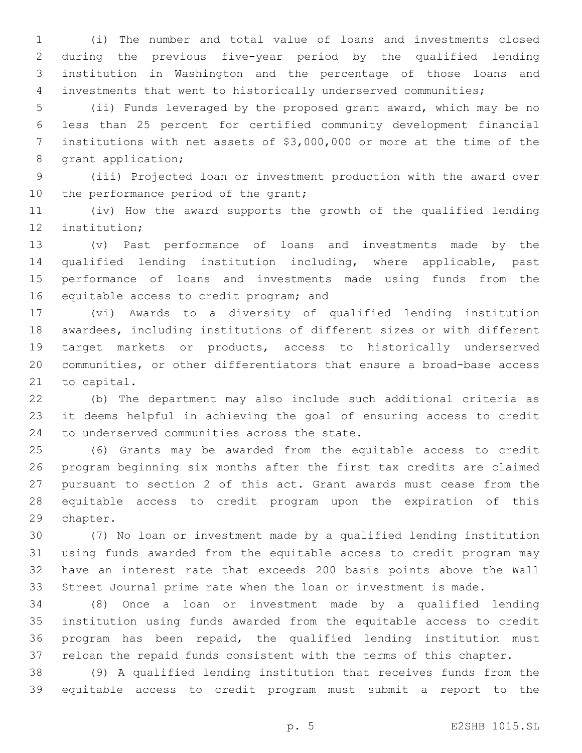(i) The number and total value of loans and investments closed during the previous five-year period by the qualified lending institution in Washington and the percentage of those loans and investments that went to historically underserved communities;

(ii) Funds leveraged by the proposed grant award, which may be no less than 25 percent for certified community development financial institutions with net assets of $3,000,000 or more at the time of the grant application;

(iii) Projected loan or investment production with the award over the performance period of the grant;

(iv) How the award supports the growth of the qualified lending institution;

(v) Past performance of loans and investments made by the qualified lending institution including, where applicable, past performance of loans and investments made using funds from the equitable access to credit program; and

(vi) Awards to a diversity of qualified lending institution awardees, including institutions of different sizes or with different target markets or products, access to historically underserved communities, or other differentiators that ensure a broad-base access to capital.

(b) The department may also include such additional criteria as it deems helpful in achieving the goal of ensuring access to credit to underserved communities across the state.

(6) Grants may be awarded from the equitable access to credit program beginning six months after the first tax credits are claimed pursuant to section 2 of this act. Grant awards must cease from the equitable access to credit program upon the expiration of this chapter.

(7) No loan or investment made by a qualified lending institution using funds awarded from the equitable access to credit program may have an interest rate that exceeds 200 basis points above the Wall Street Journal prime rate when the loan or investment is made.

(8) Once a loan or investment made by a qualified lending institution using funds awarded from the equitable access to credit program has been repaid, the qualified lending institution must reloan the repaid funds consistent with the terms of this chapter.

(9) A qualified lending institution that receives funds from the equitable access to credit program must submit a report to the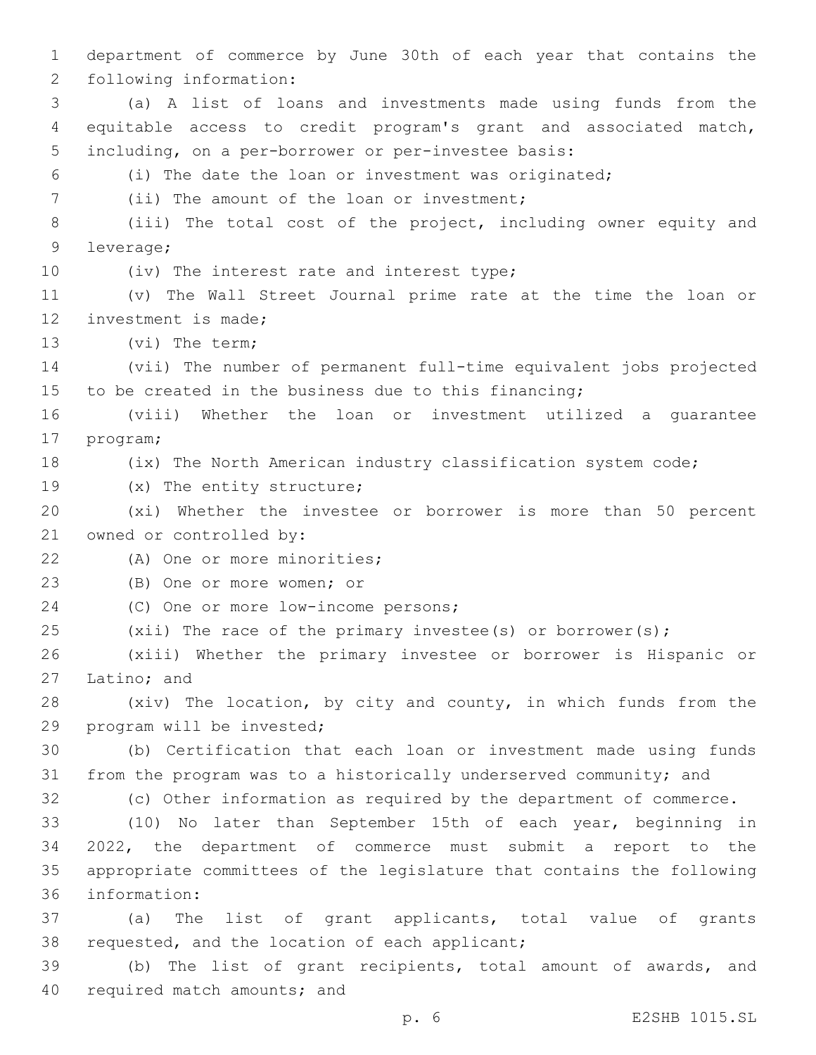department of commerce by June 30th of each year that contains the following information:

(a) A list of loans and investments made using funds from the equitable access to credit program's grant and associated match, including, on a per-borrower or per-investee basis:

(i) The date the loan or investment was originated;

(ii) The amount of the loan or investment;

(iii) The total cost of the project, including owner equity and leverage;

(iv) The interest rate and interest type;

(v) The Wall Street Journal prime rate at the time the loan or investment is made;

(vi) The term;

(vii) The number of permanent full-time equivalent jobs projected to be created in the business due to this financing;

(viii) Whether the loan or investment utilized a guarantee program;

(ix) The North American industry classification system code;

(x) The entity structure;

(xi) Whether the investee or borrower is more than 50 percent owned or controlled by:

(A) One or more minorities;

(B) One or more women; or

(C) One or more low-income persons;

(xii) The race of the primary investee(s) or borrower(s);

(xiii) Whether the primary investee or borrower is Hispanic or Latino; and

(xiv) The location, by city and county, in which funds from the program will be invested;

(b) Certification that each loan or investment made using funds from the program was to a historically underserved community; and

(c) Other information as required by the department of commerce.

(10) No later than September 15th of each year, beginning in 2022, the department of commerce must submit a report to the appropriate committees of the legislature that contains the following information:

(a) The list of grant applicants, total value of grants requested, and the location of each applicant;

(b) The list of grant recipients, total amount of awards, and required match amounts; and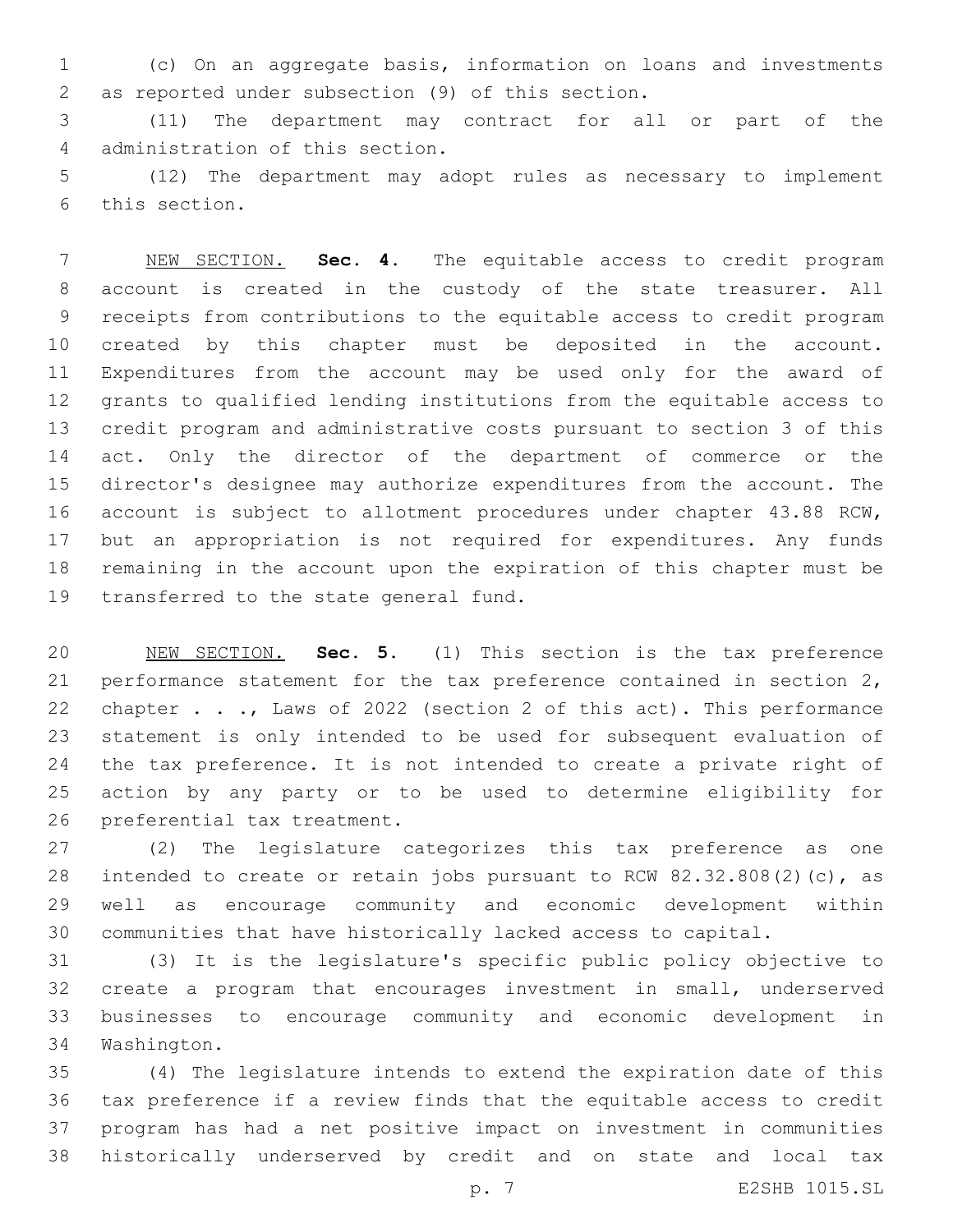(c) On an aggregate basis, information on loans and investments as reported under subsection (9) of this section.

(11) The department may contract for all or part of the administration of this section.

(12) The department may adopt rules as necessary to implement this section.

NEW SECTION. **Sec. 4.** The equitable access to credit program account is created in the custody of the state treasurer. All receipts from contributions to the equitable access to credit program created by this chapter must be deposited in the account. Expenditures from the account may be used only for the award of grants to qualified lending institutions from the equitable access to credit program and administrative costs pursuant to section 3 of this act. Only the director of the department of commerce or the director's designee may authorize expenditures from the account. The account is subject to allotment procedures under chapter 43.88 RCW, but an appropriation is not required for expenditures. Any funds remaining in the account upon the expiration of this chapter must be transferred to the state general fund.

NEW SECTION. **Sec. 5.** (1) This section is the tax preference performance statement for the tax preference contained in section 2, chapter . . ., Laws of 2022 (section 2 of this act). This performance statement is only intended to be used for subsequent evaluation of the tax preference. It is not intended to create a private right of action by any party or to be used to determine eligibility for preferential tax treatment.

(2) The legislature categorizes this tax preference as one intended to create or retain jobs pursuant to RCW 82.32.808(2)(c), as well as encourage community and economic development within communities that have historically lacked access to capital.

(3) It is the legislature's specific public policy objective to create a program that encourages investment in small, underserved businesses to encourage community and economic development in Washington.

(4) The legislature intends to extend the expiration date of this tax preference if a review finds that the equitable access to credit program has had a net positive impact on investment in communities historically underserved by credit and on state and local tax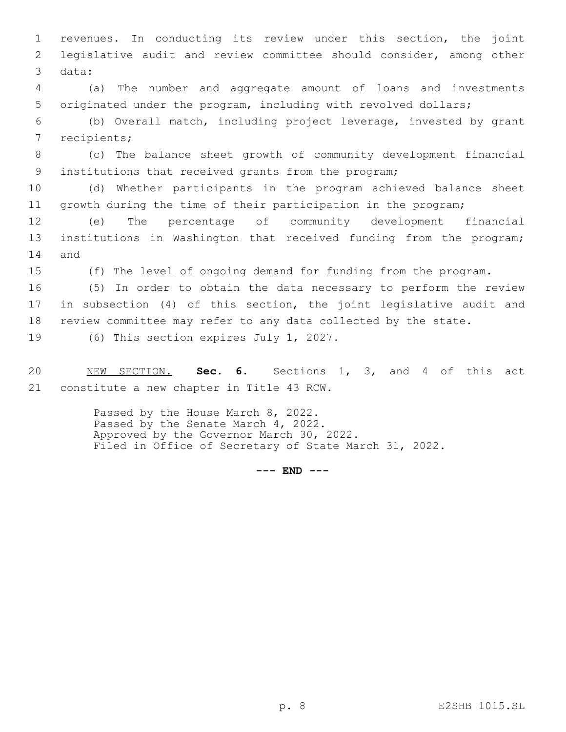revenues. In conducting its review under this section, the joint legislative audit and review committee should consider, among other data:

(a) The number and aggregate amount of loans and investments originated under the program, including with revolved dollars;

(b) Overall match, including project leverage, invested by grant recipients;

(c) The balance sheet growth of community development financial institutions that received grants from the program;

(d) Whether participants in the program achieved balance sheet growth during the time of their participation in the program;

(e) The percentage of community development financial institutions in Washington that received funding from the program; and

(f) The level of ongoing demand for funding from the program.

(5) In order to obtain the data necessary to perform the review in subsection (4) of this section, the joint legislative audit and review committee may refer to any data collected by the state.

(6) This section expires July 1, 2027.

NEW SECTION. **Sec. 6.** Sections 1, 3, and 4 of this act constitute a new chapter in Title 43 RCW.

Passed by the House March 8, 2022.
Passed by the Senate March 4, 2022.
Approved by the Governor March 30, 2022.
Filed in Office of Secretary of State March 31, 2022.

**--- END ---**